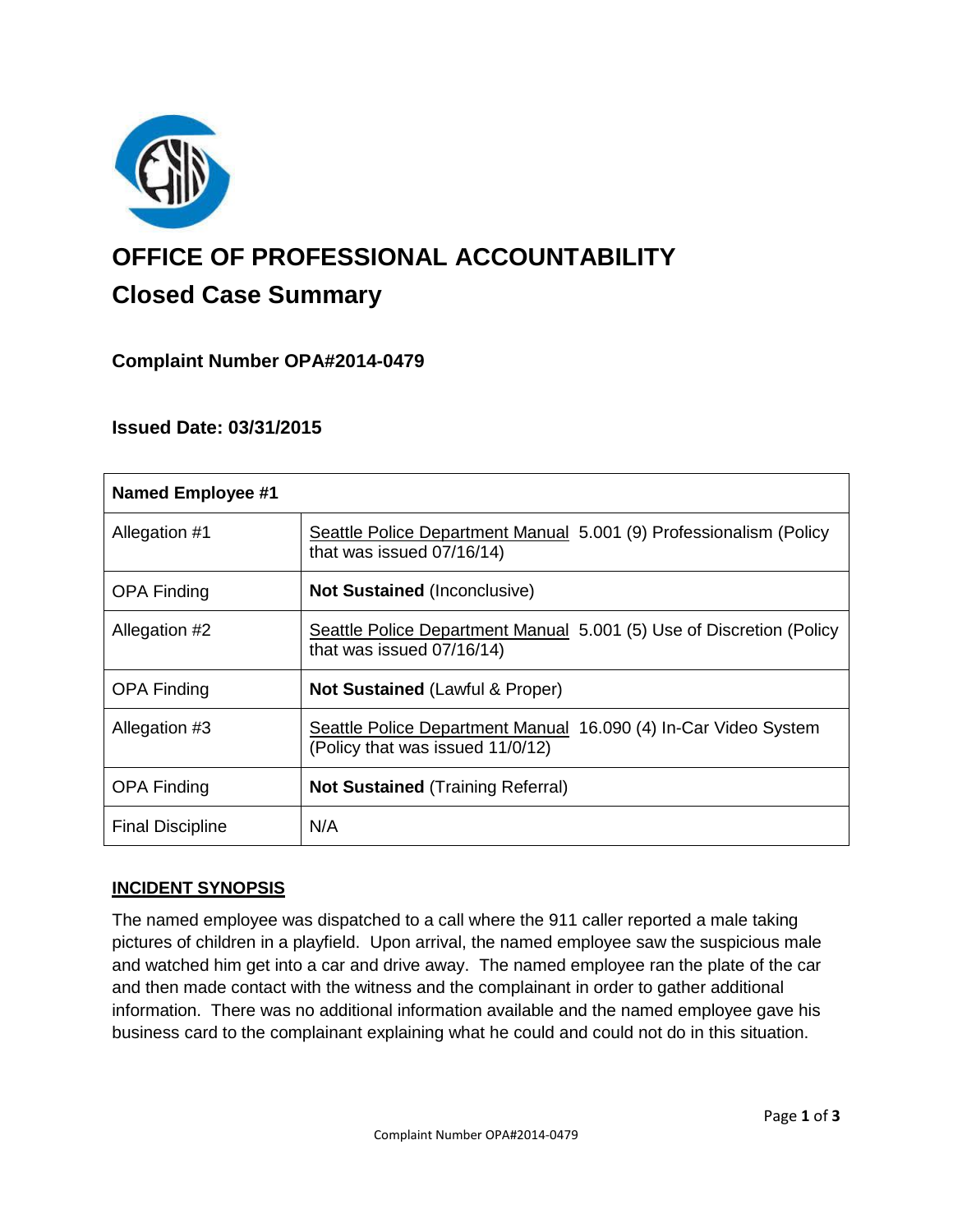# OFFICE OF PROFESSIONAL ACCOUNTABILITY

## Closed Case Summary

### Complaint Number OPA#2014-0479

### Issued Date: 03/31/2015

| Named Employee #1 | |
|---|---|
| Allegation #1 | Seattle Police Department Manual 5.001 (9) Professionalism (Policy that was issued 07/16/14) |
| OPA Finding | **Not Sustained** (Inconclusive) |
| Allegation #2 | Seattle Police Department Manual 5.001 (5) Use of Discretion (Policy that was issued 07/16/14) |
| OPA Finding | **Not Sustained** (Lawful & Proper) |
| Allegation #3 | Seattle Police Department Manual 16.090 (4) In-Car Video System (Policy that was issued 11/0/12) |
| OPA Finding | **Not Sustained** (Training Referral) |
| Final Discipline | N/A |

**INCIDENT SYNOPSIS**

The named employee was dispatched to a call where the 911 caller reported a male taking pictures of children in a playfield. Upon arrival, the named employee saw the suspicious male and watched him get into a car and drive away. The named employee ran the plate of the car and then made contact with the witness and the complainant in order to gather additional information. There was no additional information available and the named employee gave his business card to the complainant explaining what he could and could not do in this situation.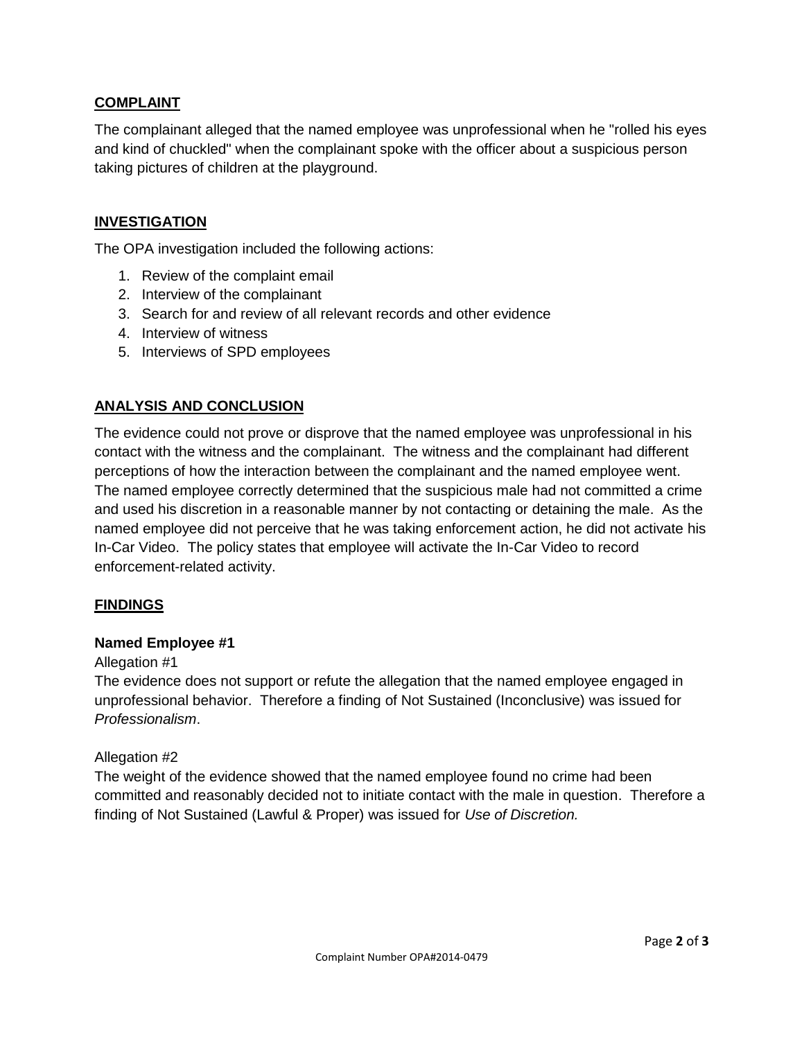## COMPLAINT

The complainant alleged that the named employee was unprofessional when he "rolled his eyes and kind of chuckled" when the complainant spoke with the officer about a suspicious person taking pictures of children at the playground.

## INVESTIGATION

The OPA investigation included the following actions:

1. Review of the complaint email
2. Interview of the complainant
3. Search for and review of all relevant records and other evidence
4. Interview of witness
5. Interviews of SPD employees

## ANALYSIS AND CONCLUSION

The evidence could not prove or disprove that the named employee was unprofessional in his contact with the witness and the complainant. The witness and the complainant had different perceptions of how the interaction between the complainant and the named employee went. The named employee correctly determined that the suspicious male had not committed a crime and used his discretion in a reasonable manner by not contacting or detaining the male. As the named employee did not perceive that he was taking enforcement action, he did not activate his In-Car Video. The policy states that employee will activate the In-Car Video to record enforcement-related activity.

## FINDINGS

**Named Employee #1**

Allegation #1

The evidence does not support or refute the allegation that the named employee engaged in unprofessional behavior. Therefore a finding of Not Sustained (Inconclusive) was issued for *Professionalism*.

Allegation #2

The weight of the evidence showed that the named employee found no crime had been committed and reasonably decided not to initiate contact with the male in question. Therefore a finding of Not Sustained (Lawful & Proper) was issued for *Use of Discretion.*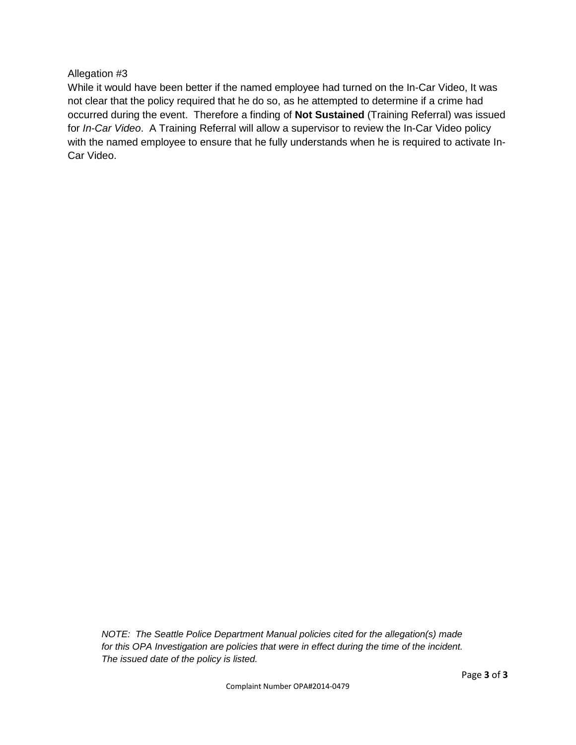Allegation #3

While it would have been better if the named employee had turned on the In-Car Video, It was not clear that the policy required that he do so, as he attempted to determine if a crime had occurred during the event. Therefore a finding of **Not Sustained** (Training Referral) was issued for *In-Car Video*. A Training Referral will allow a supervisor to review the In-Car Video policy with the named employee to ensure that he fully understands when he is required to activate In-Car Video.

*NOTE: The Seattle Police Department Manual policies cited for the allegation(s) made for this OPA Investigation are policies that were in effect during the time of the incident. The issued date of the policy is listed.*